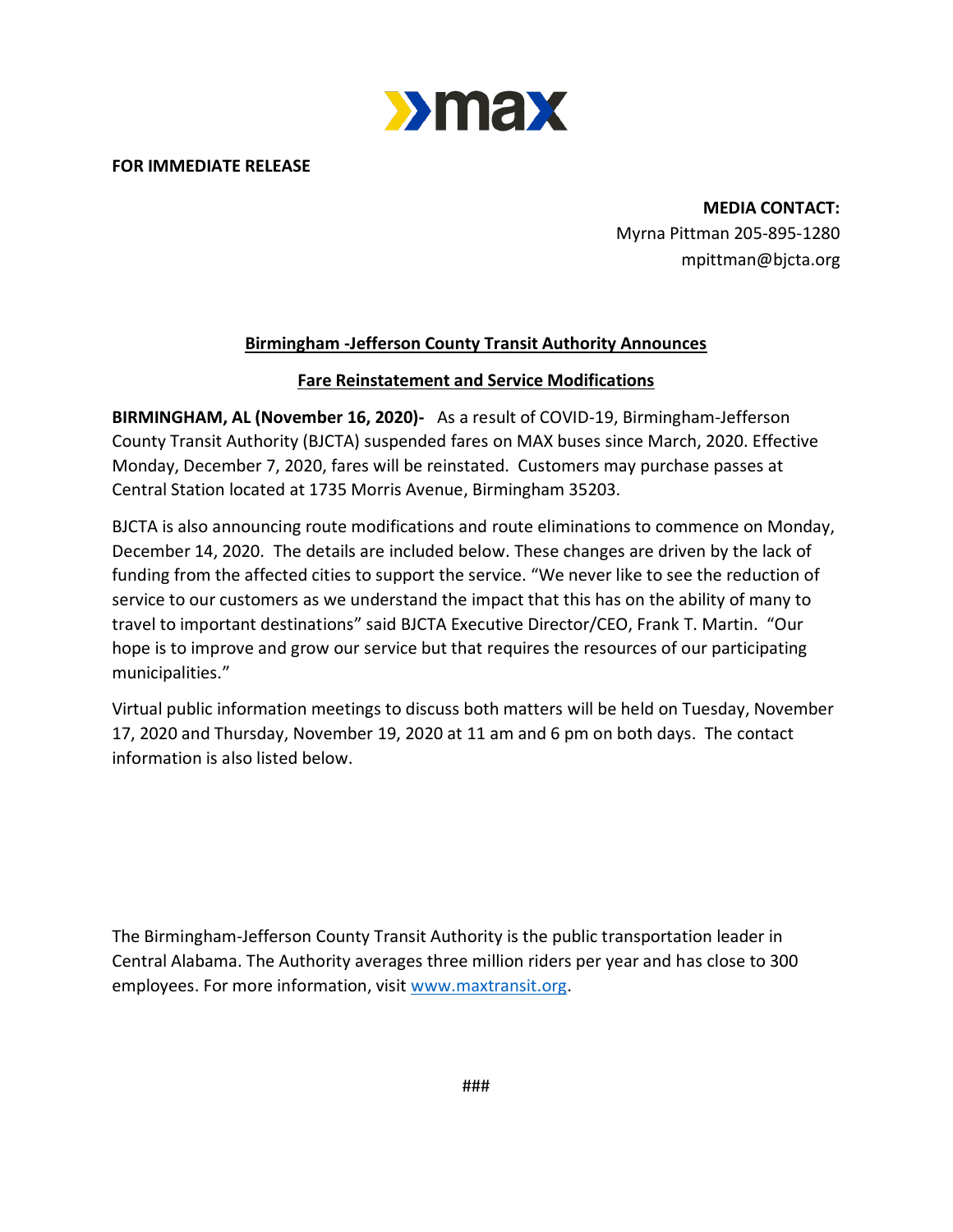**FOR IMMEDIATE RELEASE**

**MEDIA CONTACT:**
Myrna Pittman 205-895-1280
mpittman@bjcta.org

## Birmingham -Jefferson County Transit Authority Announces Fare Reinstatement and Service Modifications

**BIRMINGHAM, AL (November 16, 2020)-** As a result of COVID-19, Birmingham-Jefferson County Transit Authority (BJCTA) suspended fares on MAX buses since March, 2020. Effective Monday, December 7, 2020, fares will be reinstated. Customers may purchase passes at Central Station located at 1735 Morris Avenue, Birmingham 35203.

BJCTA is also announcing route modifications and route eliminations to commence on Monday, December 14, 2020. The details are included below. These changes are driven by the lack of funding from the affected cities to support the service. "We never like to see the reduction of service to our customers as we understand the impact that this has on the ability of many to travel to important destinations" said BJCTA Executive Director/CEO, Frank T. Martin. "Our hope is to improve and grow our service but that requires the resources of our participating municipalities."

Virtual public information meetings to discuss both matters will be held on Tuesday, November 17, 2020 and Thursday, November 19, 2020 at 11 am and 6 pm on both days. The contact information is also listed below.

The Birmingham-Jefferson County Transit Authority is the public transportation leader in Central Alabama. The Authority averages three million riders per year and has close to 300 employees. For more information, visit www.maxtransit.org.

###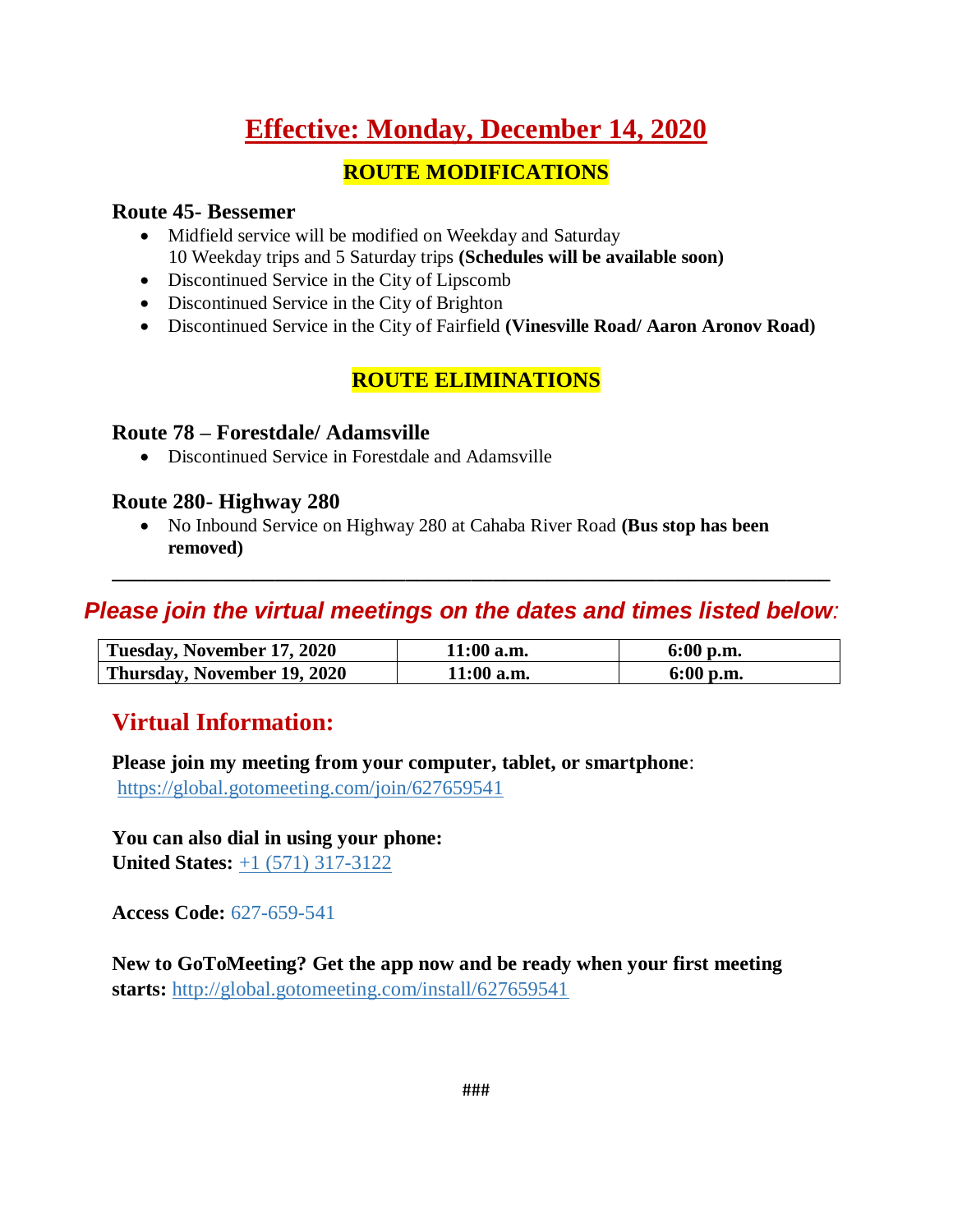# Effective: Monday, December 14, 2020

## ROUTE MODIFICATIONS

### Route 45- Bessemer

- Midfield service will be modified on Weekday and Saturday
  10 Weekday trips and 5 Saturday trips **(Schedules will be available soon)**
- Discontinued Service in the City of Lipscomb
- Discontinued Service in the City of Brighton
- Discontinued Service in the City of Fairfield **(Vinesville Road/ Aaron Aronov Road)**

## ROUTE ELIMINATIONS

### Route 78 – Forestdale/ Adamsville

- Discontinued Service in Forestdale and Adamsville

### Route 280- Highway 280

- No Inbound Service on Highway 280 at Cahaba River Road **(Bus stop has been removed)**

---

***Please join the virtual meetings on the dates and times listed below:***

| | | |
|---|---|---|
| **Tuesday, November 17, 2020** | **11:00 a.m.** | **6:00 p.m.** |
| **Thursday, November 19, 2020** | **11:00 a.m.** | **6:00 p.m.** |

## Virtual Information:

**Please join my meeting from your computer, tablet, or smartphone**:
https://global.gotomeeting.com/join/627659541

**You can also dial in using your phone:**
**United States:** +1 (571) 317-3122

**Access Code:** 627-659-541

**New to GoToMeeting? Get the app now and be ready when your first meeting starts:** http://global.gotomeeting.com/install/627659541

###